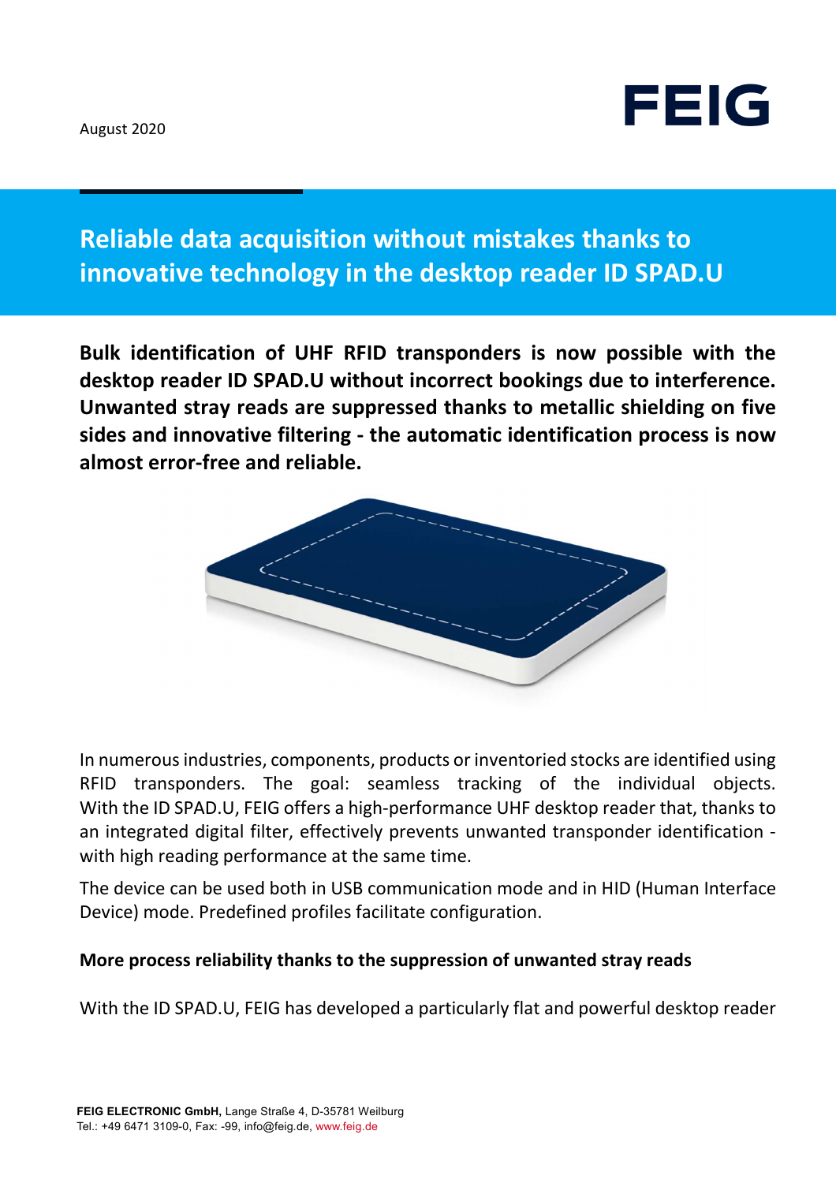August 2020

# Reliable data acquisition without mistakes thanks to innovative technology in the desktop reader ID SPAD.U

**Bulk identification of UHF RFID transponders is now possible with the desktop reader ID SPAD.U without incorrect bookings due to interference. Unwanted stray reads are suppressed thanks to metallic shielding on five sides and innovative filtering - the automatic identification process is now almost error-free and reliable.**

In numerous industries, components, products or inventoried stocks are identified using RFID transponders. The goal: seamless tracking of the individual objects. With the ID SPAD.U, FEIG offers a high-performance UHF desktop reader that, thanks to an integrated digital filter, effectively prevents unwanted transponder identification - with high reading performance at the same time.

The device can be used both in USB communication mode and in HID (Human Interface Device) mode. Predefined profiles facilitate configuration.

**More process reliability thanks to the suppression of unwanted stray reads**

With the ID SPAD.U, FEIG has developed a particularly flat and powerful desktop reader

**FEIG ELECTRONIC GmbH,** Lange Straße 4, D-35781 Weilburg
Tel.: +49 6471 3109-0, Fax: -99, info@feig.de, www.feig.de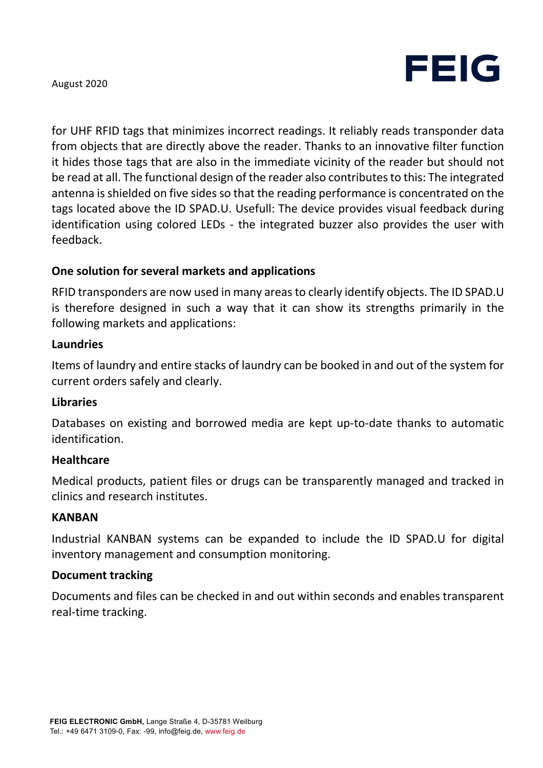for UHF RFID tags that minimizes incorrect readings. It reliably reads transponder data from objects that are directly above the reader. Thanks to an innovative filter function it hides those tags that are also in the immediate vicinity of the reader but should not be read at all. The functional design of the reader also contributes to this: The integrated antenna is shielded on five sides so that the reading performance is concentrated on the tags located above the ID SPAD.U. Usefull: The device provides visual feedback during identification using colored LEDs - the integrated buzzer also provides the user with feedback.

**One solution for several markets and applications**

RFID transponders are now used in many areas to clearly identify objects. The ID SPAD.U is therefore designed in such a way that it can show its strengths primarily in the following markets and applications:

**Laundries**

Items of laundry and entire stacks of laundry can be booked in and out of the system for current orders safely and clearly.

**Libraries**

Databases on existing and borrowed media are kept up-to-date thanks to automatic identification.

**Healthcare**

Medical products, patient files or drugs can be transparently managed and tracked in clinics and research institutes.

**KANBAN**

Industrial KANBAN systems can be expanded to include the ID SPAD.U for digital inventory management and consumption monitoring.

**Document tracking**

Documents and files can be checked in and out within seconds and enables transparent real-time tracking.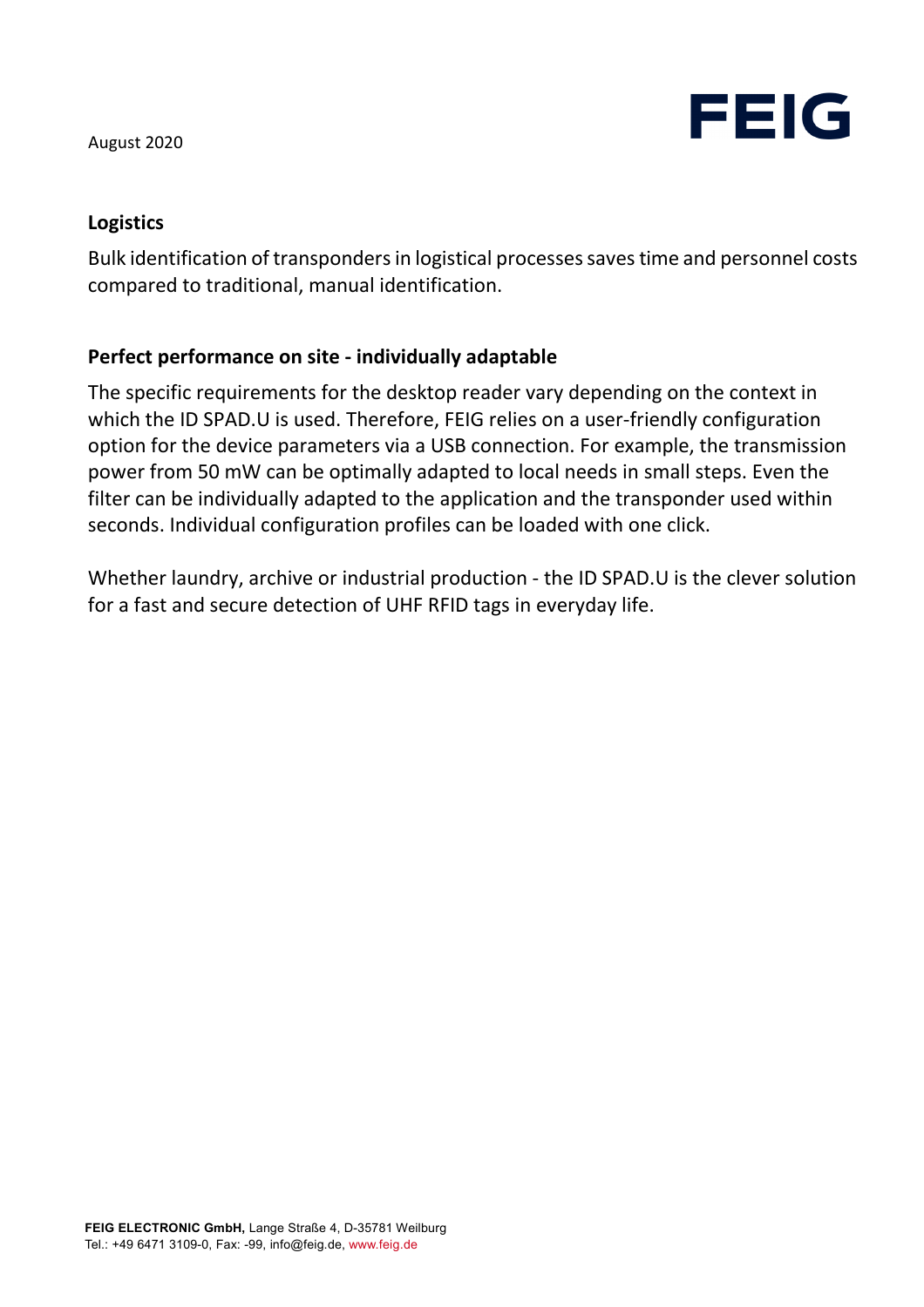August 2020

## Logistics

Bulk identification of transponders in logistical processes saves time and personnel costs compared to traditional, manual identification.

## Perfect performance on site - individually adaptable

The specific requirements for the desktop reader vary depending on the context in which the ID SPAD.U is used. Therefore, FEIG relies on a user-friendly configuration option for the device parameters via a USB connection. For example, the transmission power from 50 mW can be optimally adapted to local needs in small steps. Even the filter can be individually adapted to the application and the transponder used within seconds. Individual configuration profiles can be loaded with one click.

Whether laundry, archive or industrial production - the ID SPAD.U is the clever solution for a fast and secure detection of UHF RFID tags in everyday life.

**FEIG ELECTRONIC GmbH**, Lange Straße 4, D-35781 Weilburg
Tel.: +49 6471 3109-0, Fax: -99, info@feig.de, www.feig.de